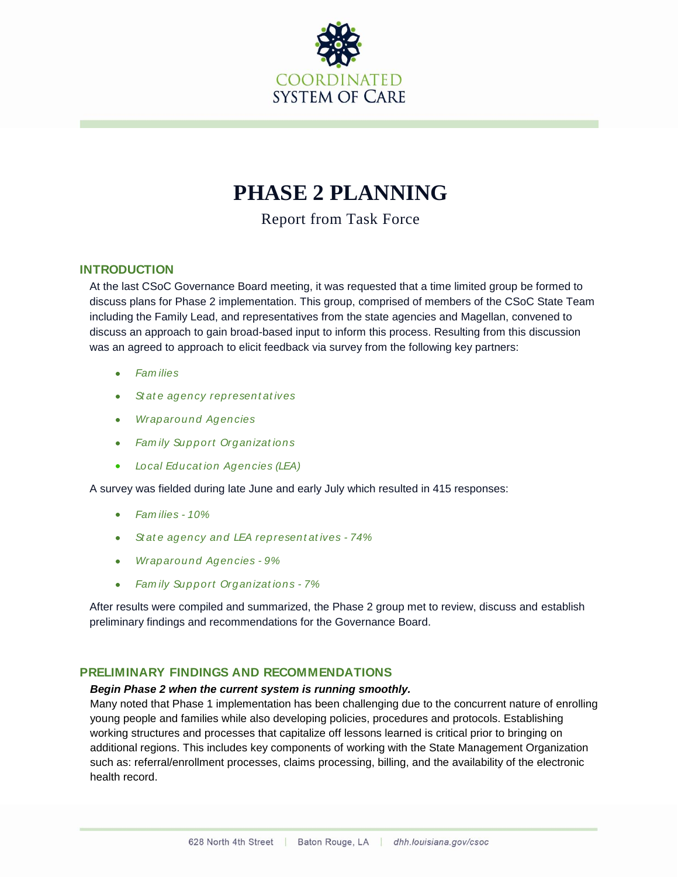COORDINATED SYSTEM OF CARE

# PHASE 2 PLANNING

Report from Task Force

## INTRODUCTION

At the last CSoC Governance Board meeting, it was requested that a time limited group be formed to discuss plans for Phase 2 implementation. This group, comprised of members of the CSoC State Team including the Family Lead, and representatives from the state agencies and Magellan, convened to discuss an approach to gain broad-based input to inform this process. Resulting from this discussion was an agreed to approach to elicit feedback via survey from the following key partners:

- *Families*
- *State agency representatives*
- *Wraparound Agencies*
- *Family Support Organizations*
- *Local Education Agencies (LEA)*

A survey was fielded during late June and early July which resulted in 415 responses:

- *Families - 10%*
- *State agency and LEA representatives - 74%*
- *Wraparound Agencies - 9%*
- *Family Support Organizations - 7%*

After results were compiled and summarized, the Phase 2 group met to review, discuss and establish preliminary findings and recommendations for the Governance Board.

## PRELIMINARY FINDINGS AND RECOMMENDATIONS

***Begin Phase 2 when the current system is running smoothly.***

Many noted that Phase 1 implementation has been challenging due to the concurrent nature of enrolling young people and families while also developing policies, procedures and protocols. Establishing working structures and processes that capitalize off lessons learned is critical prior to bringing on additional regions. This includes key components of working with the State Management Organization such as: referral/enrollment processes, claims processing, billing, and the availability of the electronic health record.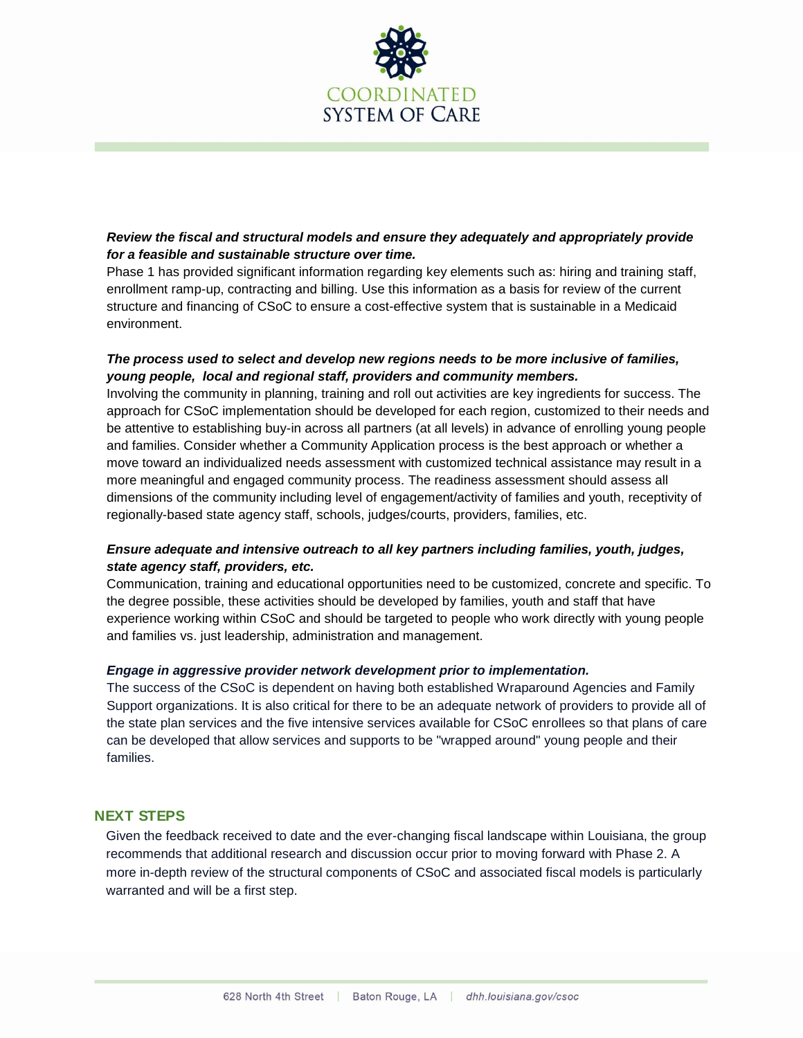***Review the fiscal and structural models and ensure they adequately and appropriately provide for a feasible and sustainable structure over time.***

Phase 1 has provided significant information regarding key elements such as: hiring and training staff, enrollment ramp-up, contracting and billing. Use this information as a basis for review of the current structure and financing of CSoC to ensure a cost-effective system that is sustainable in a Medicaid environment.

***The process used to select and develop new regions needs to be more inclusive of families, young people, local and regional staff, providers and community members.***

Involving the community in planning, training and roll out activities are key ingredients for success. The approach for CSoC implementation should be developed for each region, customized to their needs and be attentive to establishing buy-in across all partners (at all levels) in advance of enrolling young people and families. Consider whether a Community Application process is the best approach or whether a move toward an individualized needs assessment with customized technical assistance may result in a more meaningful and engaged community process. The readiness assessment should assess all dimensions of the community including level of engagement/activity of families and youth, receptivity of regionally-based state agency staff, schools, judges/courts, providers, families, etc.

***Ensure adequate and intensive outreach to all key partners including families, youth, judges, state agency staff, providers, etc.***

Communication, training and educational opportunities need to be customized, concrete and specific. To the degree possible, these activities should be developed by families, youth and staff that have experience working within CSoC and should be targeted to people who work directly with young people and families vs. just leadership, administration and management.

***Engage in aggressive provider network development prior to implementation.***

The success of the CSoC is dependent on having both established Wraparound Agencies and Family Support organizations. It is also critical for there to be an adequate network of providers to provide all of the state plan services and the five intensive services available for CSoC enrollees so that plans of care can be developed that allow services and supports to be "wrapped around" young people and their families.

## NEXT STEPS

Given the feedback received to date and the ever-changing fiscal landscape within Louisiana, the group recommends that additional research and discussion occur prior to moving forward with Phase 2. A more in-depth review of the structural components of CSoC and associated fiscal models is particularly warranted and will be a first step.